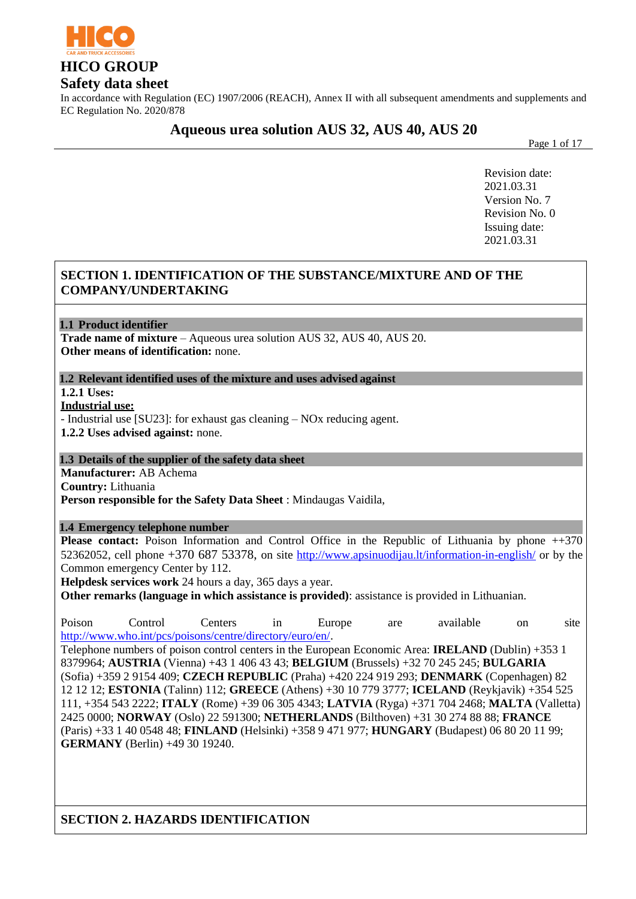HICO
CAR AND TRUCK ACCESSORIES

# HICO GROUP

# Safety data sheet

In accordance with Regulation (EC) 1907/2006 (REACH), Annex II with all subsequent amendments and supplements and EC Regulation No. 2020/878

## Aqueous urea solution AUS 32, AUS 40, AUS 20

Revision date: 2021.03.31
Version No. 7
Revision No. 0
Issuing date: 2021.03.31

## SECTION 1. IDENTIFICATION OF THE SUBSTANCE/MIXTURE AND OF THE COMPANY/UNDERTAKING

### 1.1 Product identifier

**Trade name of mixture** – Aqueous urea solution AUS 32, AUS 40, AUS 20.
**Other means of identification:** none.

### 1.2 Relevant identified uses of the mixture and uses advised against

**1.2.1 Uses:**

**Industrial use:**

- Industrial use [SU23]: for exhaust gas cleaning – NOx reducing agent.

**1.2.2 Uses advised against:** none.

### 1.3 Details of the supplier of the safety data sheet

**Manufacturer:** AB Achema
**Country:** Lithuania
**Person responsible for the Safety Data Sheet** : Mindaugas Vaidila,

### 1.4 Emergency telephone number

**Please contact:** Poison Information and Control Office in the Republic of Lithuania by phone ++370 52362052, cell phone +370 687 53378, on site http://www.apsinuodijau.lt/information-in-english/ or by the Common emergency Center by 112.
**Helpdesk services work** 24 hours a day, 365 days a year.
**Other remarks (language in which assistance is provided)**: assistance is provided in Lithuanian.

Poison Control Centers in Europe are available on site http://www.who.int/pcs/poisons/centre/directory/euro/en/.
Telephone numbers of poison control centers in the European Economic Area: **IRELAND** (Dublin) +353 1 8379964; **AUSTRIA** (Vienna) +43 1 406 43 43; **BELGIUM** (Brussels) +32 70 245 245; **BULGARIA** (Sofia) +359 2 9154 409; **CZECH REPUBLIC** (Praha) +420 224 919 293; **DENMARK** (Copenhagen) 82 12 12 12; **ESTONIA** (Talinn) 112; **GREECE** (Athens) +30 10 779 3777; **ICELAND** (Reykjavik) +354 525 111, +354 543 2222; **ITALY** (Rome) +39 06 305 4343; **LATVIA** (Ryga) +371 704 2468; **MALTA** (Valletta) 2425 0000; **NORWAY** (Oslo) 22 591300; **NETHERLANDS** (Bilthoven) +31 30 274 88 88; **FRANCE** (Paris) +33 1 40 0548 48; **FINLAND** (Helsinki) +358 9 471 977; **HUNGARY** (Budapest) 06 80 20 11 99; **GERMANY** (Berlin) +49 30 19240.

## SECTION 2. HAZARDS IDENTIFICATION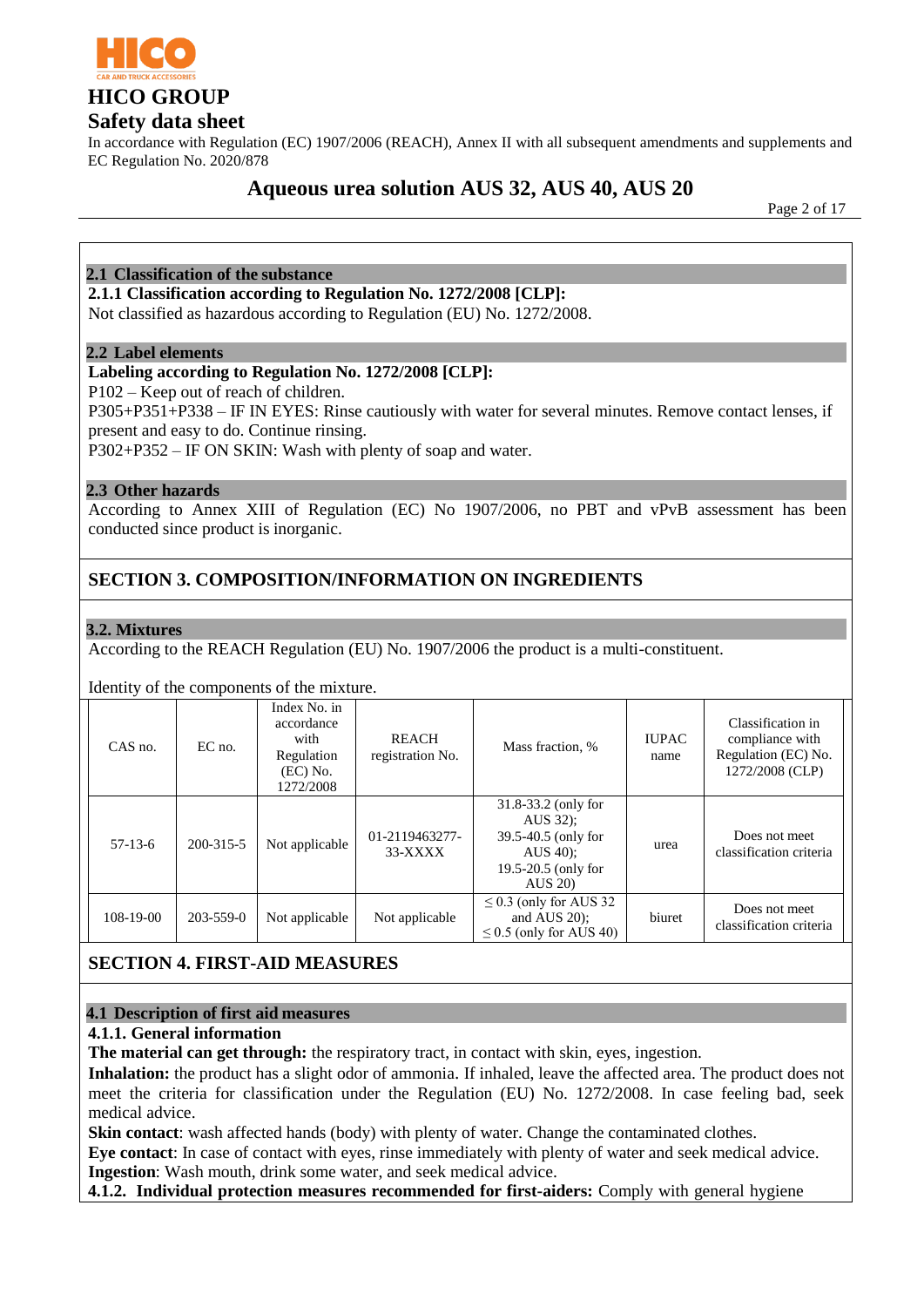### 2.1 Classification of the substance

**2.1.1 Classification according to Regulation No. 1272/2008 [CLP]:**

Not classified as hazardous according to Regulation (EU) No. 1272/2008.

### 2.2 Label elements

**Labeling according to Regulation No. 1272/2008 [CLP]:**

P102 – Keep out of reach of children.

P305+P351+P338 – IF IN EYES: Rinse cautiously with water for several minutes. Remove contact lenses, if present and easy to do. Continue rinsing.

P302+P352 – IF ON SKIN: Wash with plenty of soap and water.

### 2.3 Other hazards

According to Annex XIII of Regulation (EC) No 1907/2006, no PBT and vPvB assessment has been conducted since product is inorganic.

## SECTION 3. COMPOSITION/INFORMATION ON INGREDIENTS

### 3.2. Mixtures

According to the REACH Regulation (EU) No. 1907/2006 the product is a multi-constituent.

Identity of the components of the mixture.

| CAS no. | EC no. | Index No. in accordance with Regulation (EC) No. 1272/2008 | REACH registration No. | Mass fraction, % | IUPAC name | Classification in compliance with Regulation (EC) No. 1272/2008 (CLP) |
|---|---|---|---|---|---|---|
| 57-13-6 | 200-315-5 | Not applicable | 01-2119463277-33-XXXX | 31.8-33.2 (only for AUS 32); 39.5-40.5 (only for AUS 40); 19.5-20.5 (only for AUS 20) | urea | Does not meet classification criteria |
| 108-19-00 | 203-559-0 | Not applicable | Not applicable | ≤ 0.3 (only for AUS 32 and AUS 20); ≤ 0.5 (only for AUS 40) | biuret | Does not meet classification criteria |

## SECTION 4. FIRST-AID MEASURES

### 4.1 Description of first aid measures

**4.1.1. General information**

**The material can get through:** the respiratory tract, in contact with skin, eyes, ingestion.

**Inhalation:** the product has a slight odor of ammonia. If inhaled, leave the affected area. The product does not meet the criteria for classification under the Regulation (EU) No. 1272/2008. In case feeling bad, seek medical advice.

**Skin contact**: wash affected hands (body) with plenty of water. Change the contaminated clothes.

**Eye contact**: In case of contact with eyes, rinse immediately with plenty of water and seek medical advice.

**Ingestion**: Wash mouth, drink some water, and seek medical advice.

**4.1.2. Individual protection measures recommended for first-aiders:** Comply with general hygiene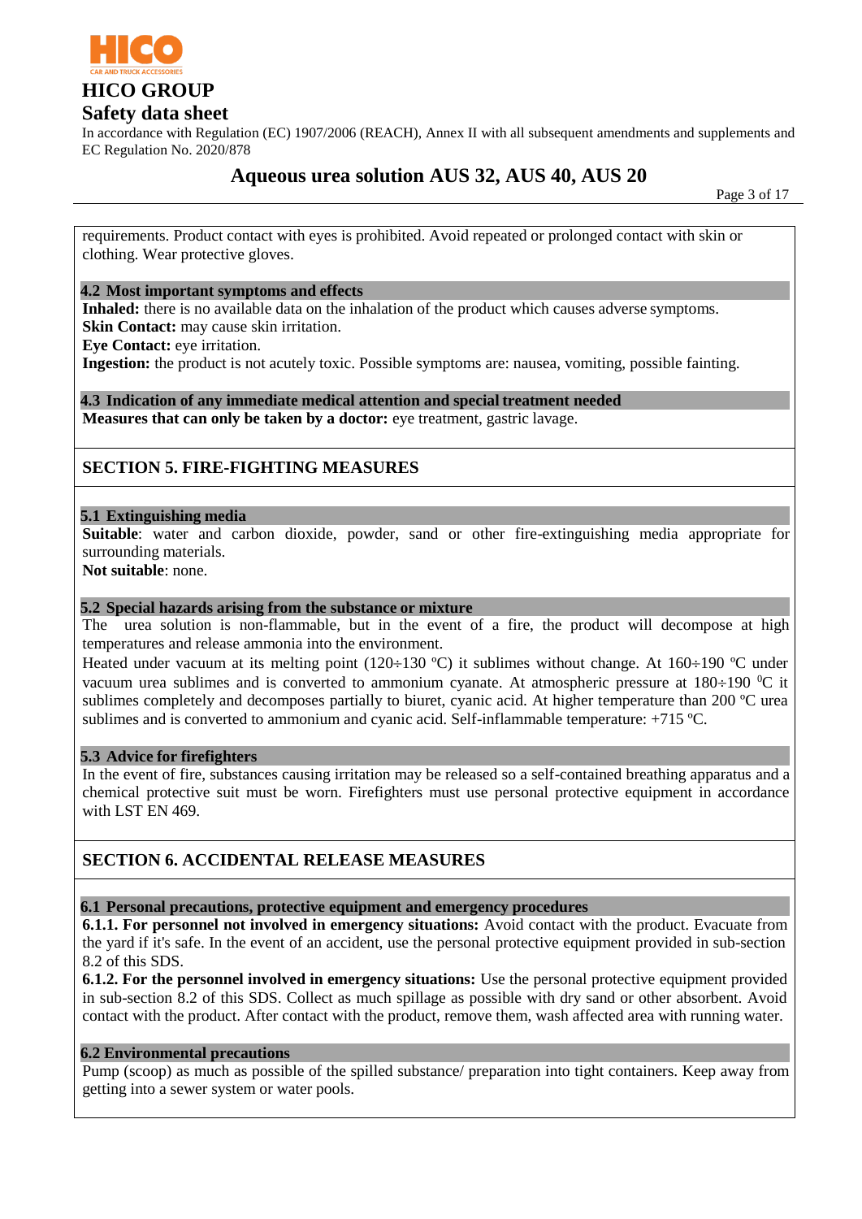requirements. Product contact with eyes is prohibited. Avoid repeated or prolonged contact with skin or clothing. Wear protective gloves.

### 4.2 Most important symptoms and effects

**Inhaled:** there is no available data on the inhalation of the product which causes adverse symptoms.
**Skin Contact:** may cause skin irritation.
**Eye Contact:** eye irritation.
**Ingestion:** the product is not acutely toxic. Possible symptoms are: nausea, vomiting, possible fainting.

### 4.3 Indication of any immediate medical attention and special treatment needed

**Measures that can only be taken by a doctor:** eye treatment, gastric lavage.

## SECTION 5. FIRE-FIGHTING MEASURES

### 5.1 Extinguishing media

**Suitable**: water and carbon dioxide, powder, sand or other fire-extinguishing media appropriate for surrounding materials.
**Not suitable**: none.

### 5.2 Special hazards arising from the substance or mixture

The urea solution is non-flammable, but in the event of a fire, the product will decompose at high temperatures and release ammonia into the environment.
Heated under vacuum at its melting point (120÷130 ºC) it sublimes without change. At 160÷190 ºC under vacuum urea sublimes and is converted to ammonium cyanate. At atmospheric pressure at 180÷190 $^0$C it sublimes completely and decomposes partially to biuret, cyanic acid. At higher temperature than 200 ºC urea sublimes and is converted to ammonium and cyanic acid. Self-inflammable temperature: +715 ºC.

### 5.3 Advice for firefighters

In the event of fire, substances causing irritation may be released so a self-contained breathing apparatus and a chemical protective suit must be worn. Firefighters must use personal protective equipment in accordance with LST EN 469.

## SECTION 6. ACCIDENTAL RELEASE MEASURES

### 6.1 Personal precautions, protective equipment and emergency procedures

**6.1.1. For personnel not involved in emergency situations:** Avoid contact with the product. Evacuate from the yard if it's safe. In the event of an accident, use the personal protective equipment provided in sub-section 8.2 of this SDS.
**6.1.2. For the personnel involved in emergency situations:** Use the personal protective equipment provided in sub-section 8.2 of this SDS. Collect as much spillage as possible with dry sand or other absorbent. Avoid contact with the product. After contact with the product, remove them, wash affected area with running water.

### 6.2 Environmental precautions

Pump (scoop) as much as possible of the spilled substance/ preparation into tight containers. Keep away from getting into a sewer system or water pools.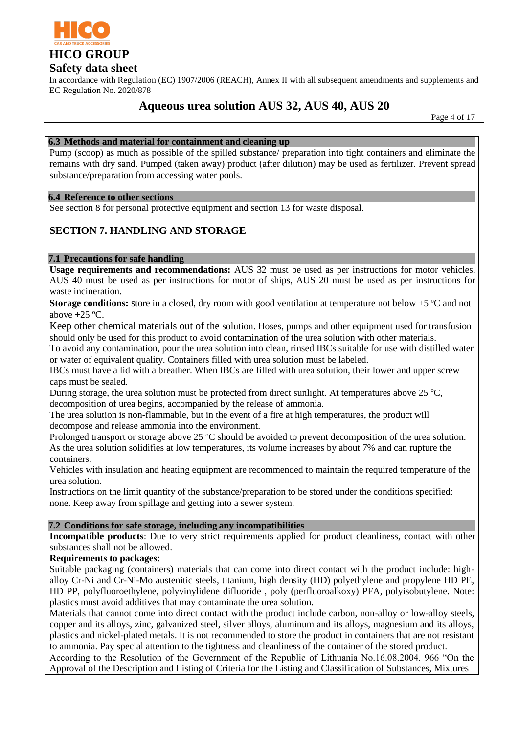### 6.3 Methods and material for containment and cleaning up

Pump (scoop) as much as possible of the spilled substance/ preparation into tight containers and eliminate the remains with dry sand. Pumped (taken away) product (after dilution) may be used as fertilizer. Prevent spread substance/preparation from accessing water pools.

### 6.4 Reference to other sections

See section 8 for personal protective equipment and section 13 for waste disposal.

## SECTION 7. HANDLING AND STORAGE

### 7.1 Precautions for safe handling

**Usage requirements and recommendations:** AUS 32 must be used as per instructions for motor vehicles, AUS 40 must be used as per instructions for motor of ships, AUS 20 must be used as per instructions for waste incineration.

**Storage conditions:** store in a closed, dry room with good ventilation at temperature not below +5 ºC and not above +25 ºC.

Keep other chemical materials out of the solution. Hoses, pumps and other equipment used for transfusion should only be used for this product to avoid contamination of the urea solution with other materials.

To avoid any contamination, pour the urea solution into clean, rinsed IBCs suitable for use with distilled water or water of equivalent quality. Containers filled with urea solution must be labeled.

IBCs must have a lid with a breather. When IBCs are filled with urea solution, their lower and upper screw caps must be sealed.

During storage, the urea solution must be protected from direct sunlight. At temperatures above 25 ºC, decomposition of urea begins, accompanied by the release of ammonia.

The urea solution is non-flammable, but in the event of a fire at high temperatures, the product will decompose and release ammonia into the environment.

Prolonged transport or storage above 25 ºC should be avoided to prevent decomposition of the urea solution.

As the urea solution solidifies at low temperatures, its volume increases by about 7% and can rupture the containers.

Vehicles with insulation and heating equipment are recommended to maintain the required temperature of the urea solution.

Instructions on the limit quantity of the substance/preparation to be stored under the conditions specified: none. Keep away from spillage and getting into a sewer system.

### 7.2 Conditions for safe storage, including any incompatibilities

**Incompatible products**: Due to very strict requirements applied for product cleanliness, contact with other substances shall not be allowed.

**Requirements to packages:**

Suitable packaging (containers) materials that can come into direct contact with the product include: high-alloy Cr-Ni and Cr-Ni-Mo austenitic steels, titanium, high density (HD) polyethylene and propylene HD PE, HD PP, polyfluoroethylene, polyvinylidene difluoride , poly (perfluoroalkoxy) PFA, polyisobutylene. Note: plastics must avoid additives that may contaminate the urea solution.

Materials that cannot come into direct contact with the product include carbon, non-alloy or low-alloy steels, copper and its alloys, zinc, galvanized steel, silver alloys, aluminum and its alloys, magnesium and its alloys, plastics and nickel-plated metals. It is not recommended to store the product in containers that are not resistant to ammonia. Pay special attention to the tightness and cleanliness of the container of the stored product.

According to the Resolution of the Government of the Republic of Lithuania No.16.08.2004. 966 "On the Approval of the Description and Listing of Criteria for the Listing and Classification of Substances, Mixtures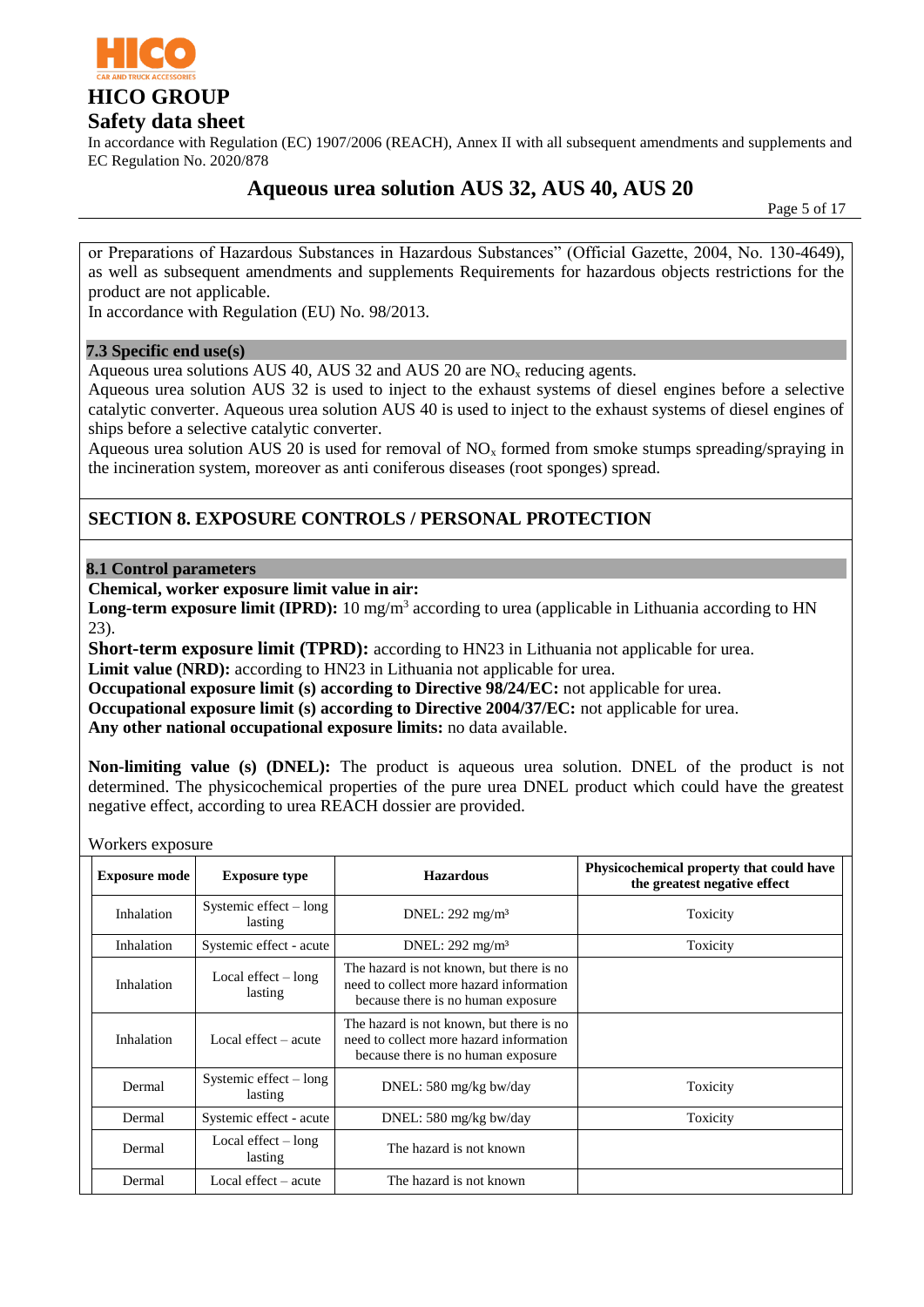or Preparations of Hazardous Substances in Hazardous Substances" (Official Gazette, 2004, No. 130-4649), as well as subsequent amendments and supplements Requirements for hazardous objects restrictions for the product are not applicable.
In accordance with Regulation (EU) No. 98/2013.

### 7.3 Specific end use(s)

Aqueous urea solutions AUS 40, AUS 32 and AUS 20 are $NO_x$ reducing agents.
Aqueous urea solution AUS 32 is used to inject to the exhaust systems of diesel engines before a selective catalytic converter. Aqueous urea solution AUS 40 is used to inject to the exhaust systems of diesel engines of ships before a selective catalytic converter.
Aqueous urea solution AUS 20 is used for removal of $NO_x$ formed from smoke stumps spreading/spraying in the incineration system, moreover as anti coniferous diseases (root sponges) spread.

## SECTION 8. EXPOSURE CONTROLS / PERSONAL PROTECTION

### 8.1 Control parameters

**Chemical, worker exposure limit value in air:**
**Long-term exposure limit (IPRD):** 10 mg/m$^3$ according to urea (applicable in Lithuania according to HN 23).
**Short-term exposure limit (TPRD):** according to HN23 in Lithuania not applicable for urea.
**Limit value (NRD):** according to HN23 in Lithuania not applicable for urea.
**Occupational exposure limit (s) according to Directive 98/24/EC:** not applicable for urea.
**Occupational exposure limit (s) according to Directive 2004/37/EC:** not applicable for urea.
**Any other national occupational exposure limits:** no data available.

**Non-limiting value (s) (DNEL):** The product is aqueous urea solution. DNEL of the product is not determined. The physicochemical properties of the pure urea DNEL product which could have the greatest negative effect, according to urea REACH dossier are provided.

Workers exposure

| Exposure mode | Exposure type | Hazardous | Physicochemical property that could have the greatest negative effect |
|---|---|---|---|
| Inhalation | Systemic effect – long lasting | DNEL: 292 mg/m³ | Toxicity |
| Inhalation | Systemic effect - acute | DNEL: 292 mg/m³ | Toxicity |
| Inhalation | Local effect – long lasting | The hazard is not known, but there is no need to collect more hazard information because there is no human exposure | |
| Inhalation | Local effect – acute | The hazard is not known, but there is no need to collect more hazard information because there is no human exposure | |
| Dermal | Systemic effect – long lasting | DNEL: 580 mg/kg bw/day | Toxicity |
| Dermal | Systemic effect - acute | DNEL: 580 mg/kg bw/day | Toxicity |
| Dermal | Local effect – long lasting | The hazard is not known | |
| Dermal | Local effect – acute | The hazard is not known | |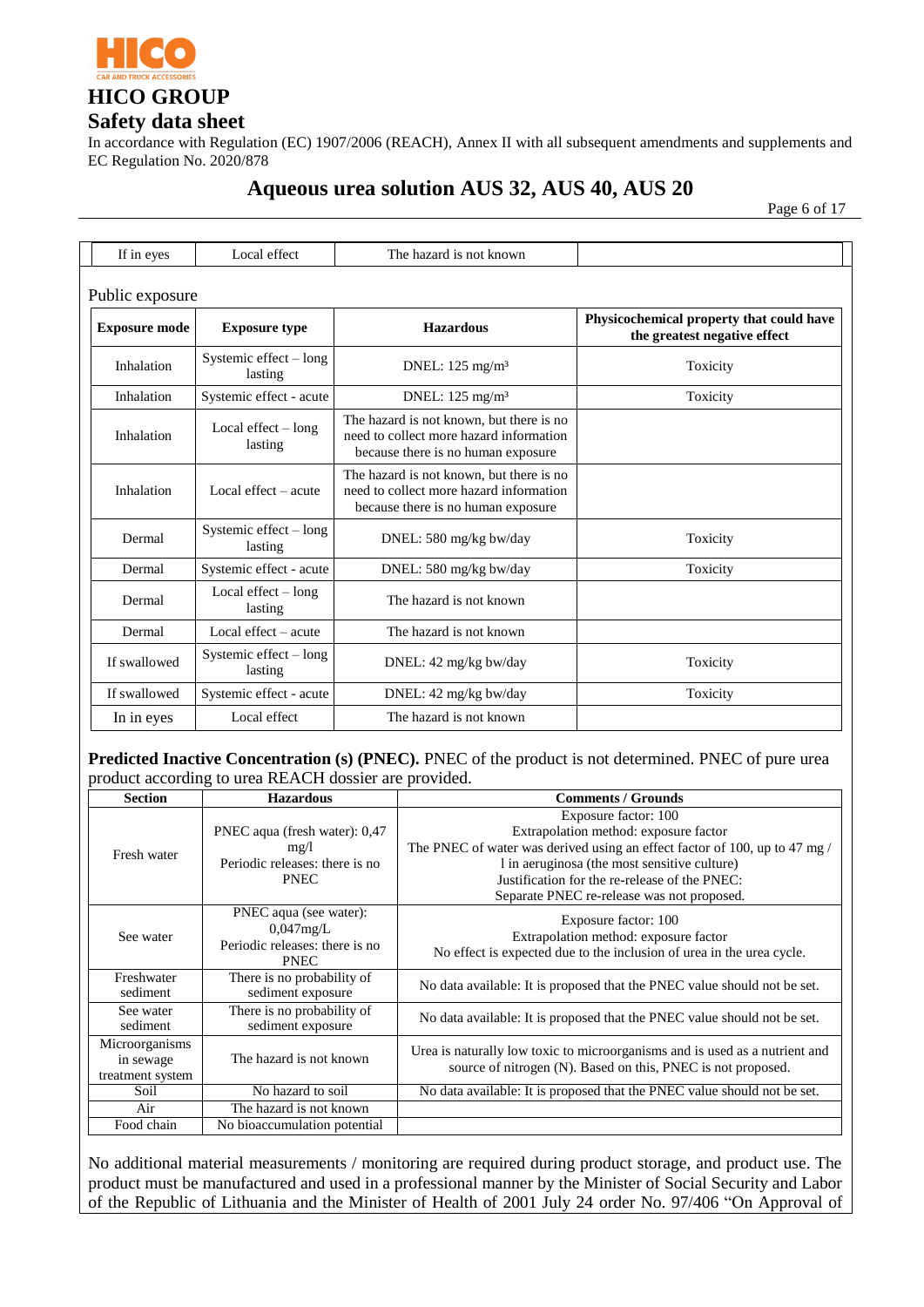| If in eyes | Local effect | The hazard is not known | |
|---|---|---|---|

Public exposure

| Exposure mode | Exposure type | Hazardous | Physicochemical property that could have the greatest negative effect |
|---|---|---|---|
| Inhalation | Systemic effect – long lasting | DNEL: 125 mg/m³ | Toxicity |
| Inhalation | Systemic effect - acute | DNEL: 125 mg/m³ | Toxicity |
| Inhalation | Local effect – long lasting | The hazard is not known, but there is no need to collect more hazard information because there is no human exposure | |
| Inhalation | Local effect – acute | The hazard is not known, but there is no need to collect more hazard information because there is no human exposure | |
| Dermal | Systemic effect – long lasting | DNEL: 580 mg/kg bw/day | Toxicity |
| Dermal | Systemic effect - acute | DNEL: 580 mg/kg bw/day | Toxicity |
| Dermal | Local effect – long lasting | The hazard is not known | |
| Dermal | Local effect – acute | The hazard is not known | |
| If swallowed | Systemic effect – long lasting | DNEL: 42 mg/kg bw/day | Toxicity |
| If swallowed | Systemic effect - acute | DNEL: 42 mg/kg bw/day | Toxicity |
| In in eyes | Local effect | The hazard is not known | |

**Predicted Inactive Concentration (s) (PNEC).** PNEC of the product is not determined. PNEC of pure urea product according to urea REACH dossier are provided.

| Section | Hazardous | Comments / Grounds |
|---|---|---|
| Fresh water | PNEC aqua (fresh water): 0,47 mg/l<br>Periodic releases: there is no PNEC | Exposure factor: 100<br>Extrapolation method: exposure factor<br>The PNEC of water was derived using an effect factor of 100, up to 47 mg / l in aeruginosa (the most sensitive culture)<br>Justification for the re-release of the PNEC:<br>Separate PNEC re-release was not proposed. |
| See water | PNEC aqua (see water): 0,047mg/L<br>Periodic releases: there is no PNEC | Exposure factor: 100<br>Extrapolation method: exposure factor<br>No effect is expected due to the inclusion of urea in the urea cycle. |
| Freshwater sediment | There is no probability of sediment exposure | No data available: It is proposed that the PNEC value should not be set. |
| See water sediment | There is no probability of sediment exposure | No data available: It is proposed that the PNEC value should not be set. |
| Microorganisms in sewage treatment system | The hazard is not known | Urea is naturally low toxic to microorganisms and is used as a nutrient and source of nitrogen (N). Based on this, PNEC is not proposed. |
| Soil | No hazard to soil | No data available: It is proposed that the PNEC value should not be set. |
| Air | The hazard is not known | |
| Food chain | No bioaccumulation potential | |

No additional material measurements / monitoring are required during product storage, and product use. The product must be manufactured and used in a professional manner by the Minister of Social Security and Labor of the Republic of Lithuania and the Minister of Health of 2001 July 24 order No. 97/406 "On Approval of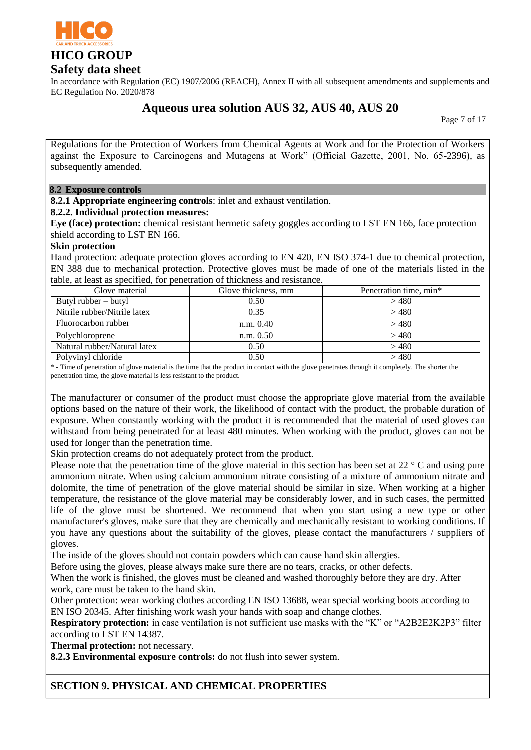Regulations for the Protection of Workers from Chemical Agents at Work and for the Protection of Workers against the Exposure to Carcinogens and Mutagens at Work" (Official Gazette, 2001, No. 65-2396), as subsequently amended.

## 8.2 Exposure controls

**8.2.1 Appropriate engineering controls**: inlet and exhaust ventilation.

**8.2.2. Individual protection measures:**

**Eye (face) protection:** chemical resistant hermetic safety goggles according to LST EN 166, face protection shield according to LST EN 166.

**Skin protection**

Hand protection: adequate protection gloves according to EN 420, EN ISO 374-1 due to chemical protection, EN 388 due to mechanical protection. Protective gloves must be made of one of the materials listed in the table, at least as specified, for penetration of thickness and resistance.

| Glove material | Glove thickness, mm | Penetration time, min* |
|---|---|---|
| Butyl rubber – butyl | 0.50 | > 480 |
| Nitrile rubber/Nitrile latex | 0.35 | > 480 |
| Fluorocarbon rubber | n.m. 0.40 | > 480 |
| Polychloroprene | n.m. 0.50 | > 480 |
| Natural rubber/Natural latex | 0.50 | > 480 |
| Polyvinyl chloride | 0.50 | > 480 |

\* - Time of penetration of glove material is the time that the product in contact with the glove penetrates through it completely. The shorter the penetration time, the glove material is less resistant to the product.

The manufacturer or consumer of the product must choose the appropriate glove material from the available options based on the nature of their work, the likelihood of contact with the product, the probable duration of exposure. When constantly working with the product it is recommended that the material of used gloves can withstand from being penetrated for at least 480 minutes. When working with the product, gloves can not be used for longer than the penetration time.

Skin protection creams do not adequately protect from the product.

Please note that the penetration time of the glove material in this section has been set at 22 ° C and using pure ammonium nitrate. When using calcium ammonium nitrate consisting of a mixture of ammonium nitrate and dolomite, the time of penetration of the glove material should be similar in size. When working at a higher temperature, the resistance of the glove material may be considerably lower, and in such cases, the permitted life of the glove must be shortened. We recommend that when you start using a new type or other manufacturer's gloves, make sure that they are chemically and mechanically resistant to working conditions. If you have any questions about the suitability of the gloves, please contact the manufacturers / suppliers of gloves.

The inside of the gloves should not contain powders which can cause hand skin allergies.

Before using the gloves, please always make sure there are no tears, cracks, or other defects.

When the work is finished, the gloves must be cleaned and washed thoroughly before they are dry. After work, care must be taken to the hand skin.

Other protection: wear working clothes according EN ISO 13688, wear special working boots according to EN ISO 20345. After finishing work wash your hands with soap and change clothes.

**Respiratory protection:** in case ventilation is not sufficient use masks with the "K" or "A2B2E2K2P3" filter according to LST EN 14387.

**Thermal protection:** not necessary.

**8.2.3 Environmental exposure controls:** do not flush into sewer system.

# SECTION 9. PHYSICAL AND CHEMICAL PROPERTIES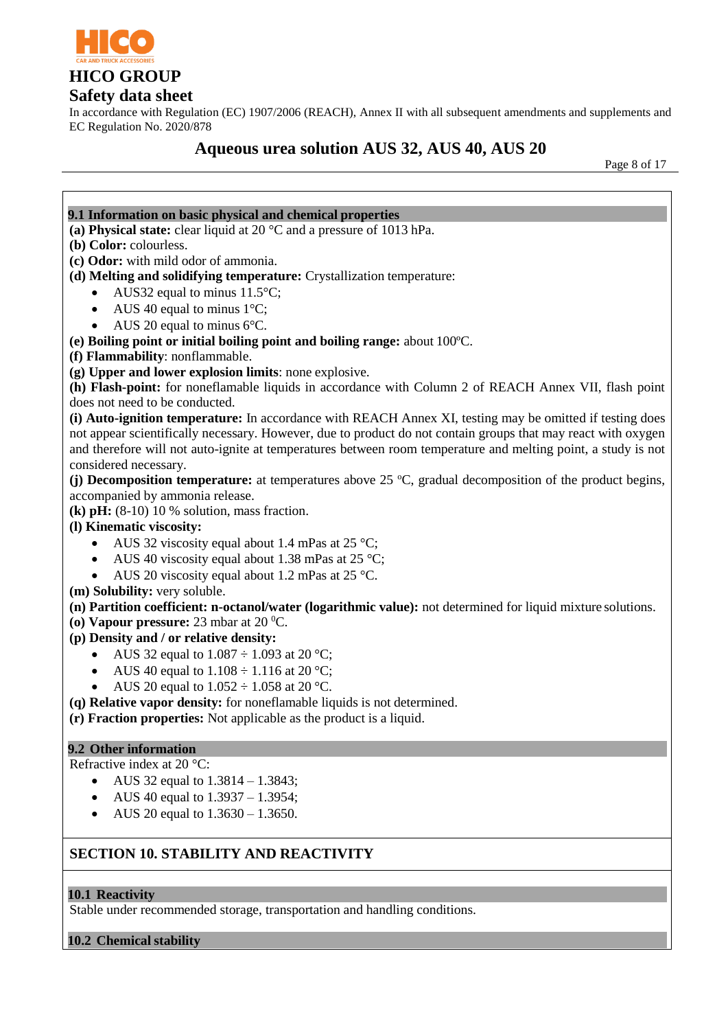### 9.1 Information on basic physical and chemical properties

**(a) Physical state:** clear liquid at 20 °C and a pressure of 1013 hPa.

**(b) Color:** colourless.

**(c) Odor:** with mild odor of ammonia.

**(d) Melting and solidifying temperature:** Crystallization temperature:

- AUS32 equal to minus 11.5°C;
- AUS 40 equal to minus 1°C;
- AUS 20 equal to minus 6°C.

**(e) Boiling point or initial boiling point and boiling range:** about 100ºC.

**(f) Flammability**: nonflammable.

**(g) Upper and lower explosion limits**: none explosive.

**(h) Flash-point:** for noneflamable liquids in accordance with Column 2 of REACH Annex VII, flash point does not need to be conducted.

**(i) Auto-ignition temperature:** In accordance with REACH Annex XI, testing may be omitted if testing does not appear scientifically necessary. However, due to product do not contain groups that may react with oxygen and therefore will not auto-ignite at temperatures between room temperature and melting point, a study is not considered necessary.

**(j) Decomposition temperature:** at temperatures above 25 ºC, gradual decomposition of the product begins, accompanied by ammonia release.

**(k) pH:** (8-10) 10 % solution, mass fraction.

**(l) Kinematic viscosity:**

- AUS 32 viscosity equal about 1.4 mPas at 25 °C;
- AUS 40 viscosity equal about 1.38 mPas at 25 °C;
- AUS 20 viscosity equal about 1.2 mPas at 25 °C.

**(m) Solubility:** very soluble.

**(n) Partition coefficient: n-octanol/water (logarithmic value):** not determined for liquid mixture solutions.

**(o) Vapour pressure:** 23 mbar at 20 $^{0}$C.

**(p) Density and / or relative density:**

- AUS 32 equal to 1.087 ÷ 1.093 at 20 °C;
- AUS 40 equal to 1.108 ÷ 1.116 at 20 °C;
- AUS 20 equal to 1.052 ÷ 1.058 at 20 °C.

**(q) Relative vapor density:** for noneflamable liquids is not determined.

**(r) Fraction properties:** Not applicable as the product is a liquid.

### 9.2 Other information

Refractive index at 20 °C:

- AUS 32 equal to 1.3814 – 1.3843;
- AUS 40 equal to 1.3937 – 1.3954;
- AUS 20 equal to 1.3630 – 1.3650.

## SECTION 10. STABILITY AND REACTIVITY

### 10.1 Reactivity

Stable under recommended storage, transportation and handling conditions.

### 10.2 Chemical stability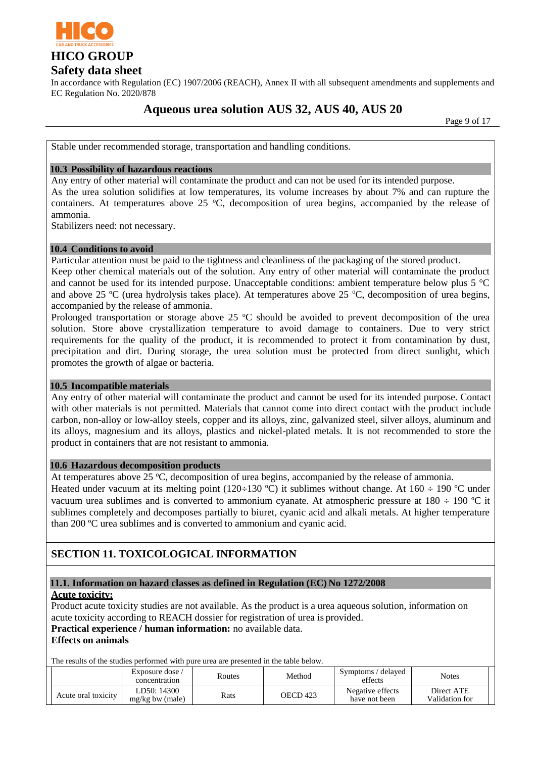Stable under recommended storage, transportation and handling conditions.

### 10.3 Possibility of hazardous reactions

Any entry of other material will contaminate the product and can not be used for its intended purpose.
As the urea solution solidifies at low temperatures, its volume increases by about 7% and can rupture the containers. At temperatures above 25 °C, decomposition of urea begins, accompanied by the release of ammonia.
Stabilizers need: not necessary.

### 10.4 Conditions to avoid

Particular attention must be paid to the tightness and cleanliness of the packaging of the stored product.
Keep other chemical materials out of the solution. Any entry of other material will contaminate the product and cannot be used for its intended purpose. Unacceptable conditions: ambient temperature below plus 5 °C and above 25 °C (urea hydrolysis takes place). At temperatures above 25 °C, decomposition of urea begins, accompanied by the release of ammonia.
Prolonged transportation or storage above 25 °C should be avoided to prevent decomposition of the urea solution. Store above crystallization temperature to avoid damage to containers. Due to very strict requirements for the quality of the product, it is recommended to protect it from contamination by dust, precipitation and dirt. During storage, the urea solution must be protected from direct sunlight, which promotes the growth of algae or bacteria.

### 10.5 Incompatible materials

Any entry of other material will contaminate the product and cannot be used for its intended purpose. Contact with other materials is not permitted. Materials that cannot come into direct contact with the product include carbon, non-alloy or low-alloy steels, copper and its alloys, zinc, galvanized steel, silver alloys, aluminum and its alloys, magnesium and its alloys, plastics and nickel-plated metals. It is not recommended to store the product in containers that are not resistant to ammonia.

### 10.6 Hazardous decomposition products

At temperatures above 25 °C, decomposition of urea begins, accompanied by the release of ammonia.
Heated under vacuum at its melting point (120÷130 °C) it sublimes without change. At 160 ÷ 190 °C under vacuum urea sublimes and is converted to ammonium cyanate. At atmospheric pressure at 180 ÷ 190 °C it sublimes completely and decomposes partially to biuret, cyanic acid and alkali metals. At higher temperature than 200 °C urea sublimes and is converted to ammonium and cyanic acid.

## SECTION 11. TOXICOLOGICAL INFORMATION

### 11.1. Information on hazard classes as defined in Regulation (EC) No 1272/2008

**Acute toxicity:**

Product acute toxicity studies are not available. As the product is a urea aqueous solution, information on acute toxicity according to REACH dossier for registration of urea is provided.
**Practical experience / human information:** no available data.
**Effects on animals**

The results of the studies performed with pure urea are presented in the table below.

| | Exposure dose / concentration | Routes | Method | Symptoms / delayed effects | Notes |
|---|---|---|---|---|---|
| Acute oral toxicity | LD50: 14300 mg/kg bw (male) | Rats | OECD 423 | Negative effects have not been | Direct ATE Validation for |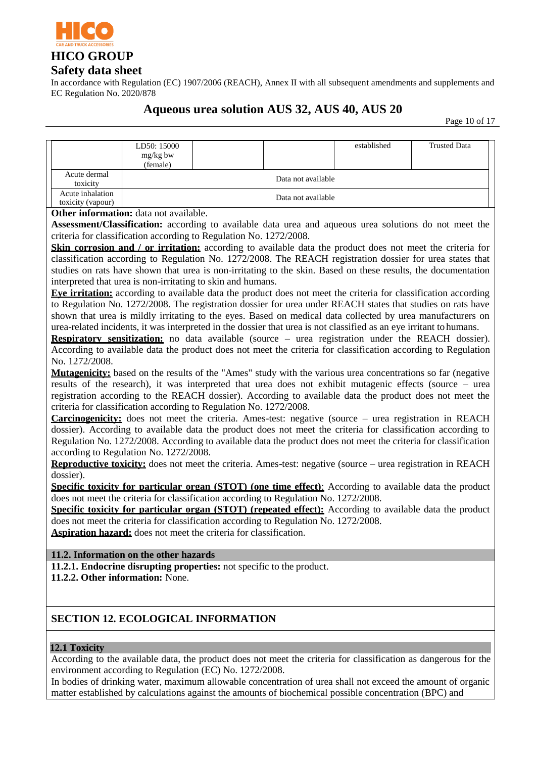|  | LD50: 15000 mg/kg bw (female) |  |  | established | Trusted Data |
|---|---|---|---|---|---|
| Acute dermal toxicity | Data not available | | | | |
| Acute inhalation toxicity (vapour) | Data not available | | | | |

**Other information:** data not available.

**Assessment/Classification:** according to available data urea and aqueous urea solutions do not meet the criteria for classification according to Regulation No. 1272/2008.

**Skin corrosion and / or irritation:** according to available data the product does not meet the criteria for classification according to Regulation No. 1272/2008. The REACH registration dossier for urea states that studies on rats have shown that urea is non-irritating to the skin. Based on these results, the documentation interpreted that urea is non-irritating to skin and humans.

**Eye irritation:** according to available data the product does not meet the criteria for classification according to Regulation No. 1272/2008. The registration dossier for urea under REACH states that studies on rats have shown that urea is mildly irritating to the eyes. Based on medical data collected by urea manufacturers on urea-related incidents, it was interpreted in the dossier that urea is not classified as an eye irritant to humans.

**Respiratory sensitization:** no data available (source – urea registration under the REACH dossier). According to available data the product does not meet the criteria for classification according to Regulation No. 1272/2008.

**Mutagenicity:** based on the results of the "Ames" study with the various urea concentrations so far (negative results of the research), it was interpreted that urea does not exhibit mutagenic effects (source – urea registration according to the REACH dossier). According to available data the product does not meet the criteria for classification according to Regulation No. 1272/2008.

**Carcinogenicity:** does not meet the criteria. Ames-test: negative (source – urea registration in REACH dossier). According to available data the product does not meet the criteria for classification according to Regulation No. 1272/2008. According to available data the product does not meet the criteria for classification according to Regulation No. 1272/2008.

**Reproductive toxicity:** does not meet the criteria. Ames-test: negative (source – urea registration in REACH dossier).

**Specific toxicity for particular organ (STOT) (one time effect)**: According to available data the product does not meet the criteria for classification according to Regulation No. 1272/2008.

**Specific toxicity for particular organ (STOT) (repeated effect):** According to available data the product does not meet the criteria for classification according to Regulation No. 1272/2008.

**Aspiration hazard:** does not meet the criteria for classification.

### 11.2. Information on the other hazards

**11.2.1. Endocrine disrupting properties:** not specific to the product.

**11.2.2. Other information:** None.

## SECTION 12. ECOLOGICAL INFORMATION

### 12.1 Toxicity

According to the available data, the product does not meet the criteria for classification as dangerous for the environment according to Regulation (EC) No. 1272/2008.

In bodies of drinking water, maximum allowable concentration of urea shall not exceed the amount of organic matter established by calculations against the amounts of biochemical possible concentration (BPC) and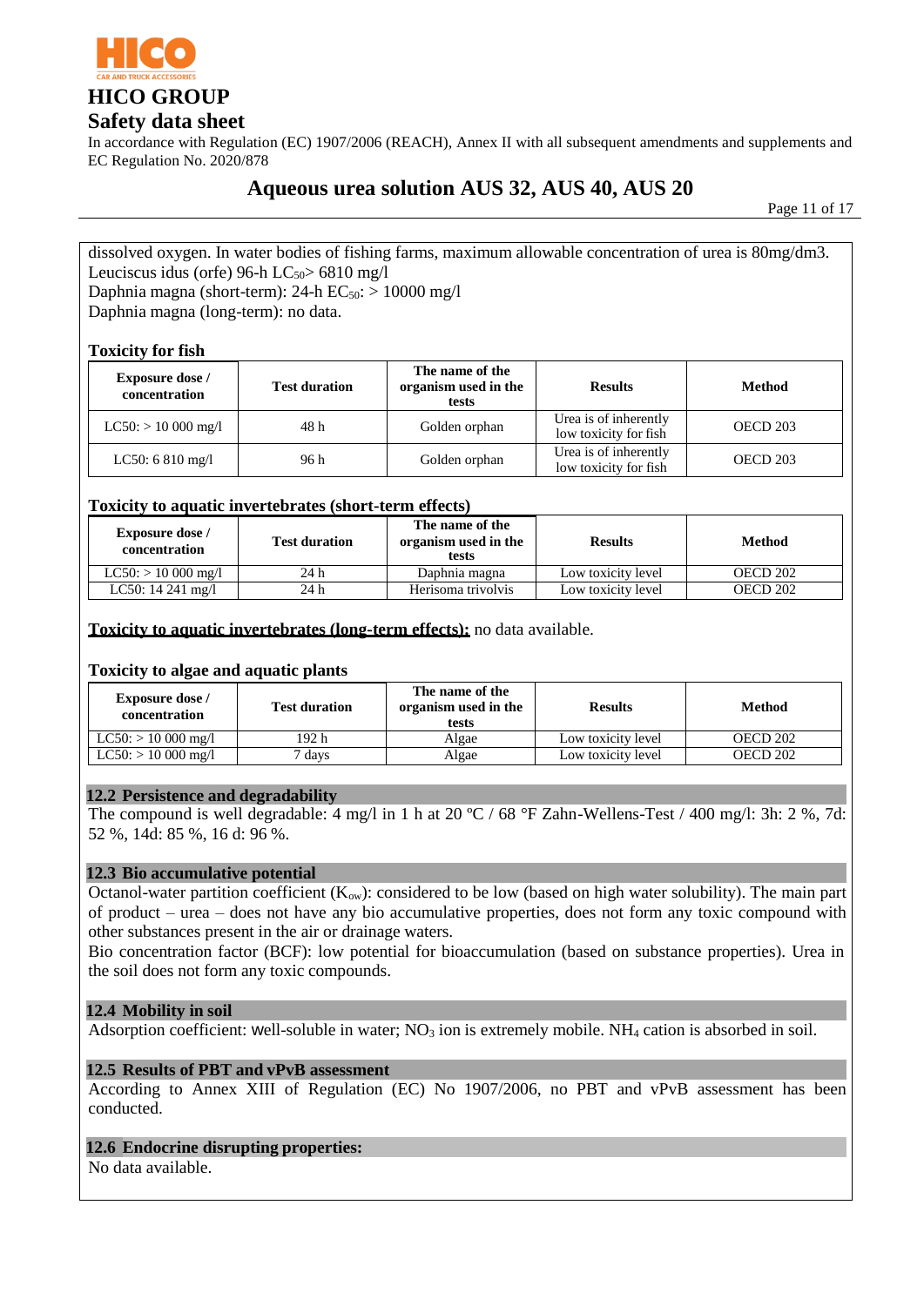dissolved oxygen. In water bodies of fishing farms, maximum allowable concentration of urea is 80mg/dm3.
Leuciscus idus (orfe) 96-h $LC_{50}$> 6810 mg/l
Daphnia magna (short-term): 24-h $EC_{50}$: > 10000 mg/l
Daphnia magna (long-term): no data.

**Toxicity for fish**

| Exposure dose / concentration | Test duration | The name of the organism used in the tests | Results | Method |
|---|---|---|---|---|
| LC50: > 10 000 mg/l | 48 h | Golden orphan | Urea is of inherently low toxicity for fish | OECD 203 |
| LC50: 6 810 mg/l | 96 h | Golden orphan | Urea is of inherently low toxicity for fish | OECD 203 |

**Toxicity to aquatic invertebrates (short-term effects)**

| Exposure dose / concentration | Test duration | The name of the organism used in the tests | Results | Method |
|---|---|---|---|---|
| LC50: > 10 000 mg/l | 24 h | Daphnia magna | Low toxicity level | OECD 202 |
| LC50: 14 241 mg/l | 24 h | Herisoma trivolvis | Low toxicity level | OECD 202 |

**Toxicity to aquatic invertebrates (long-term effects):** no data available.

**Toxicity to algae and aquatic plants**

| Exposure dose / concentration | Test duration | The name of the organism used in the tests | Results | Method |
|---|---|---|---|---|
| LC50: > 10 000 mg/l | 192 h | Algae | Low toxicity level | OECD 202 |
| LC50: > 10 000 mg/l | 7 days | Algae | Low toxicity level | OECD 202 |

## 12.2 Persistence and degradability

The compound is well degradable: 4 mg/l in 1 h at 20 ºC / 68 °F Zahn-Wellens-Test / 400 mg/l: 3h: 2 %, 7d: 52 %, 14d: 85 %, 16 d: 96 %.

## 12.3 Bio accumulative potential

Octanol-water partition coefficient ($K_{ow}$): considered to be low (based on high water solubility). The main part of product – urea – does not have any bio accumulative properties, does not form any toxic compound with other substances present in the air or drainage waters.
Bio concentration factor (BCF): low potential for bioaccumulation (based on substance properties). Urea in the soil does not form any toxic compounds.

## 12.4 Mobility in soil

Adsorption coefficient: well-soluble in water; $NO_3$ ion is extremely mobile. $NH_4$ cation is absorbed in soil.

## 12.5 Results of PBT and vPvB assessment

According to Annex XIII of Regulation (EC) No 1907/2006, no PBT and vPvB assessment has been conducted.

## 12.6 Endocrine disrupting properties:

No data available.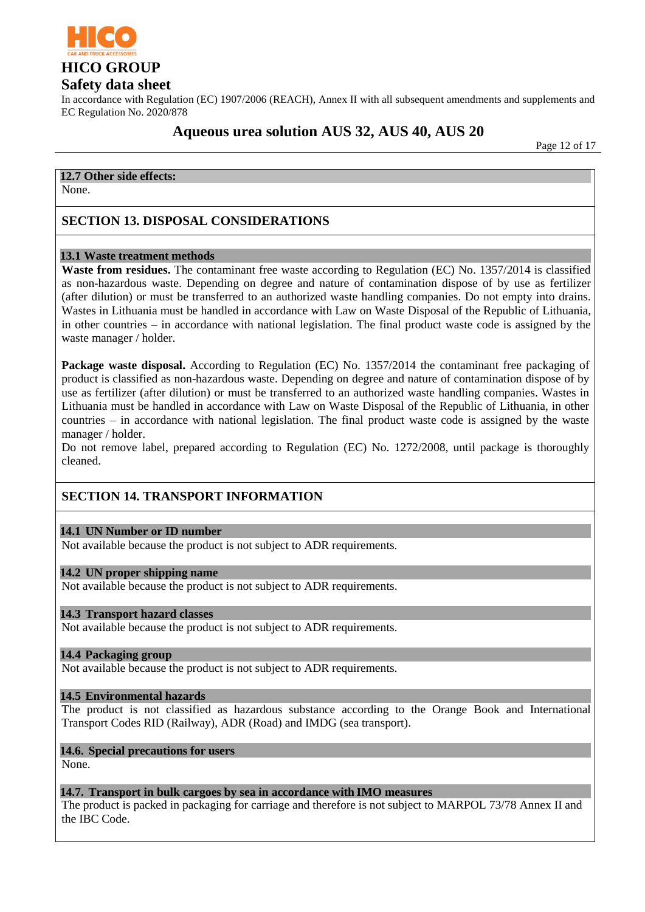**12.7 Other side effects:**

None.

## SECTION 13. DISPOSAL CONSIDERATIONS

**13.1 Waste treatment methods**

**Waste from residues.** The contaminant free waste according to Regulation (EC) No. 1357/2014 is classified as non-hazardous waste. Depending on degree and nature of contamination dispose of by use as fertilizer (after dilution) or must be transferred to an authorized waste handling companies. Do not empty into drains. Wastes in Lithuania must be handled in accordance with Law on Waste Disposal of the Republic of Lithuania, in other countries – in accordance with national legislation. The final product waste code is assigned by the waste manager / holder.

**Package waste disposal.** According to Regulation (EC) No. 1357/2014 the contaminant free packaging of product is classified as non-hazardous waste. Depending on degree and nature of contamination dispose of by use as fertilizer (after dilution) or must be transferred to an authorized waste handling companies. Wastes in Lithuania must be handled in accordance with Law on Waste Disposal of the Republic of Lithuania, in other countries – in accordance with national legislation. The final product waste code is assigned by the waste manager / holder.

Do not remove label, prepared according to Regulation (EC) No. 1272/2008, until package is thoroughly cleaned.

## SECTION 14. TRANSPORT INFORMATION

**14.1 UN Number or ID number**

Not available because the product is not subject to ADR requirements.

**14.2 UN proper shipping name**

Not available because the product is not subject to ADR requirements.

**14.3 Transport hazard classes**

Not available because the product is not subject to ADR requirements.

**14.4 Packaging group**

Not available because the product is not subject to ADR requirements.

**14.5 Environmental hazards**

The product is not classified as hazardous substance according to the Orange Book and International Transport Codes RID (Railway), ADR (Road) and IMDG (sea transport).

**14.6. Special precautions for users**

None.

**14.7. Transport in bulk cargoes by sea in accordance with IMO measures**

The product is packed in packaging for carriage and therefore is not subject to MARPOL 73/78 Annex II and the IBC Code.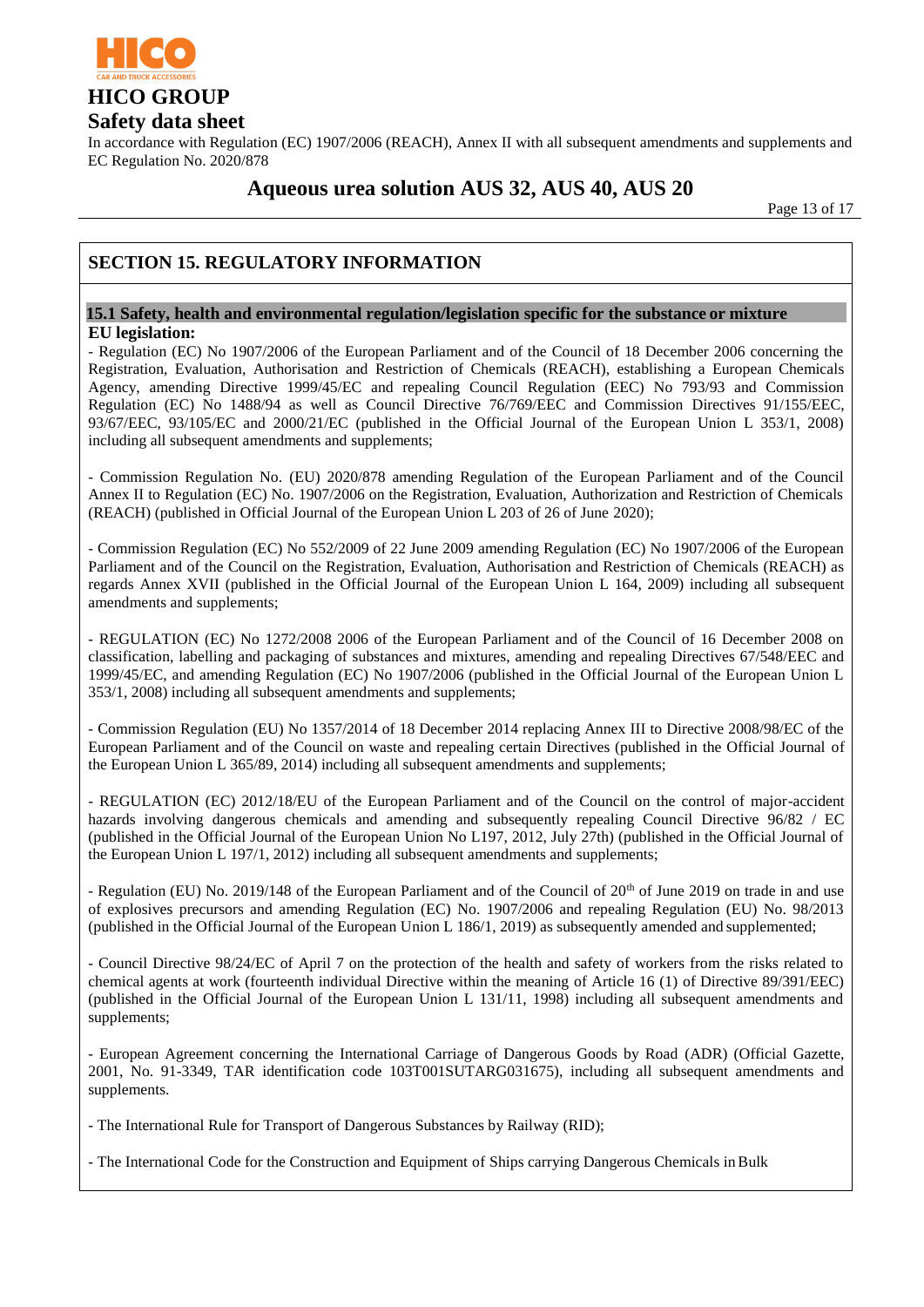## SECTION 15. REGULATORY INFORMATION

### 15.1 Safety, health and environmental regulation/legislation specific for the substance or mixture

**EU legislation:**

- Regulation (EC) No 1907/2006 of the European Parliament and of the Council of 18 December 2006 concerning the Registration, Evaluation, Authorisation and Restriction of Chemicals (REACH), establishing a European Chemicals Agency, amending Directive 1999/45/EC and repealing Council Regulation (EEC) No 793/93 and Commission Regulation (EC) No 1488/94 as well as Council Directive 76/769/EEC and Commission Directives 91/155/EEC, 93/67/EEC, 93/105/EC and 2000/21/EC (published in the Official Journal of the European Union L 353/1, 2008) including all subsequent amendments and supplements;

- Commission Regulation No. (EU) 2020/878 amending Regulation of the European Parliament and of the Council Annex II to Regulation (EC) No. 1907/2006 on the Registration, Evaluation, Authorization and Restriction of Chemicals (REACH) (published in Official Journal of the European Union L 203 of 26 of June 2020);

- Commission Regulation (EC) No 552/2009 of 22 June 2009 amending Regulation (EC) No 1907/2006 of the European Parliament and of the Council on the Registration, Evaluation, Authorisation and Restriction of Chemicals (REACH) as regards Annex XVII (published in the Official Journal of the European Union L 164, 2009) including all subsequent amendments and supplements;

- REGULATION (EC) No 1272/2008 2006 of the European Parliament and of the Council of 16 December 2008 on classification, labelling and packaging of substances and mixtures, amending and repealing Directives 67/548/EEC and 1999/45/EC, and amending Regulation (EC) No 1907/2006 (published in the Official Journal of the European Union L 353/1, 2008) including all subsequent amendments and supplements;

- Commission Regulation (EU) No 1357/2014 of 18 December 2014 replacing Annex III to Directive 2008/98/EC of the European Parliament and of the Council on waste and repealing certain Directives (published in the Official Journal of the European Union L 365/89, 2014) including all subsequent amendments and supplements;

- REGULATION (EC) 2012/18/EU of the European Parliament and of the Council on the control of major-accident hazards involving dangerous chemicals and amending and subsequently repealing Council Directive 96/82 / EC (published in the Official Journal of the European Union No L197, 2012, July 27th) (published in the Official Journal of the European Union L 197/1, 2012) including all subsequent amendments and supplements;

- Regulation (EU) No. 2019/148 of the European Parliament and of the Council of 20th of June 2019 on trade in and use of explosives precursors and amending Regulation (EC) No. 1907/2006 and repealing Regulation (EU) No. 98/2013 (published in the Official Journal of the European Union L 186/1, 2019) as subsequently amended and supplemented;

- Council Directive 98/24/EC of April 7 on the protection of the health and safety of workers from the risks related to chemical agents at work (fourteenth individual Directive within the meaning of Article 16 (1) of Directive 89/391/EEC) (published in the Official Journal of the European Union L 131/11, 1998) including all subsequent amendments and supplements;

- European Agreement concerning the International Carriage of Dangerous Goods by Road (ADR) (Official Gazette, 2001, No. 91-3349, TAR identification code 103T001SUTARG031675), including all subsequent amendments and supplements.

- The International Rule for Transport of Dangerous Substances by Railway (RID);

- The International Code for the Construction and Equipment of Ships carrying Dangerous Chemicals in Bulk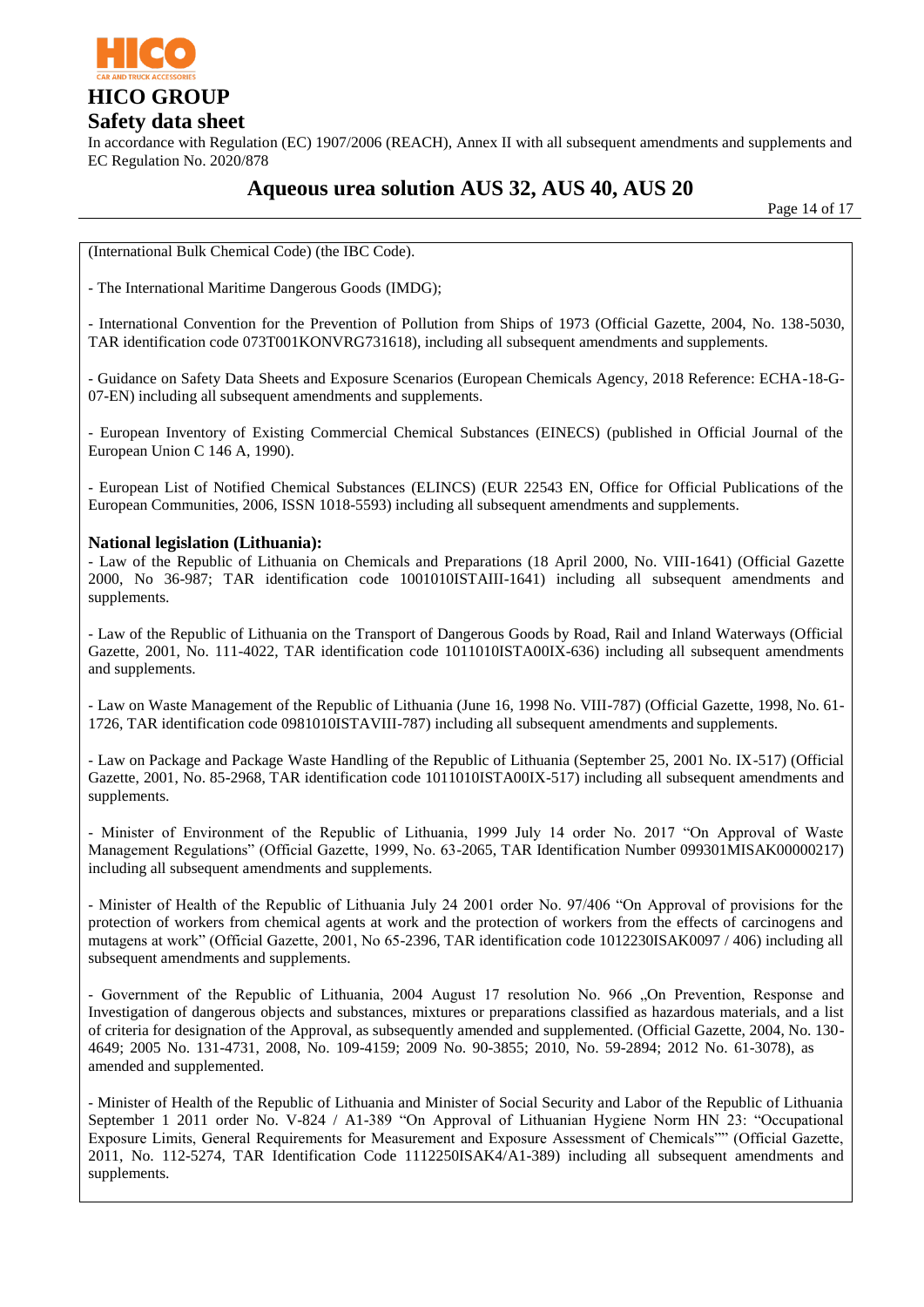(International Bulk Chemical Code) (the IBC Code).

- The International Maritime Dangerous Goods (IMDG);

- International Convention for the Prevention of Pollution from Ships of 1973 (Official Gazette, 2004, No. 138-5030, TAR identification code 073T001KONVRG731618), including all subsequent amendments and supplements.

- Guidance on Safety Data Sheets and Exposure Scenarios (European Chemicals Agency, 2018 Reference: ECHA-18-G-07-EN) including all subsequent amendments and supplements.

- European Inventory of Existing Commercial Chemical Substances (EINECS) (published in Official Journal of the European Union C 146 A, 1990).

- European List of Notified Chemical Substances (ELINCS) (EUR 22543 EN, Office for Official Publications of the European Communities, 2006, ISSN 1018-5593) including all subsequent amendments and supplements.

**National legislation (Lithuania):**

- Law of the Republic of Lithuania on Chemicals and Preparations (18 April 2000, No. VIII-1641) (Official Gazette 2000, No 36-987; TAR identification code 1001010ISTAIII-1641) including all subsequent amendments and supplements.

- Law of the Republic of Lithuania on the Transport of Dangerous Goods by Road, Rail and Inland Waterways (Official Gazette, 2001, No. 111-4022, TAR identification code 1011010ISTA00IX-636) including all subsequent amendments and supplements.

- Law on Waste Management of the Republic of Lithuania (June 16, 1998 No. VIII-787) (Official Gazette, 1998, No. 61-1726, TAR identification code 0981010ISTAVIII-787) including all subsequent amendments and supplements.

- Law on Package and Package Waste Handling of the Republic of Lithuania (September 25, 2001 No. IX-517) (Official Gazette, 2001, No. 85-2968, TAR identification code 1011010ISTA00IX-517) including all subsequent amendments and supplements.

- Minister of Environment of the Republic of Lithuania, 1999 July 14 order No. 2017 "On Approval of Waste Management Regulations" (Official Gazette, 1999, No. 63-2065, TAR Identification Number 099301MISAK00000217) including all subsequent amendments and supplements.

- Minister of Health of the Republic of Lithuania July 24 2001 order No. 97/406 "On Approval of provisions for the protection of workers from chemical agents at work and the protection of workers from the effects of carcinogens and mutagens at work" (Official Gazette, 2001, No 65-2396, TAR identification code 1012230ISAK0097 / 406) including all subsequent amendments and supplements.

- Government of the Republic of Lithuania, 2004 August 17 resolution No. 966 „On Prevention, Response and Investigation of dangerous objects and substances, mixtures or preparations classified as hazardous materials, and a list of criteria for designation of the Approval, as subsequently amended and supplemented. (Official Gazette, 2004, No. 130-4649; 2005 No. 131-4731, 2008, No. 109-4159; 2009 No. 90-3855; 2010, No. 59-2894; 2012 No. 61-3078), as amended and supplemented.

- Minister of Health of the Republic of Lithuania and Minister of Social Security and Labor of the Republic of Lithuania September 1 2011 order No. V-824 / A1-389 "On Approval of Lithuanian Hygiene Norm HN 23: "Occupational Exposure Limits, General Requirements for Measurement and Exposure Assessment of Chemicals"" (Official Gazette, 2011, No. 112-5274, TAR Identification Code 1112250ISAK4/A1-389) including all subsequent amendments and supplements.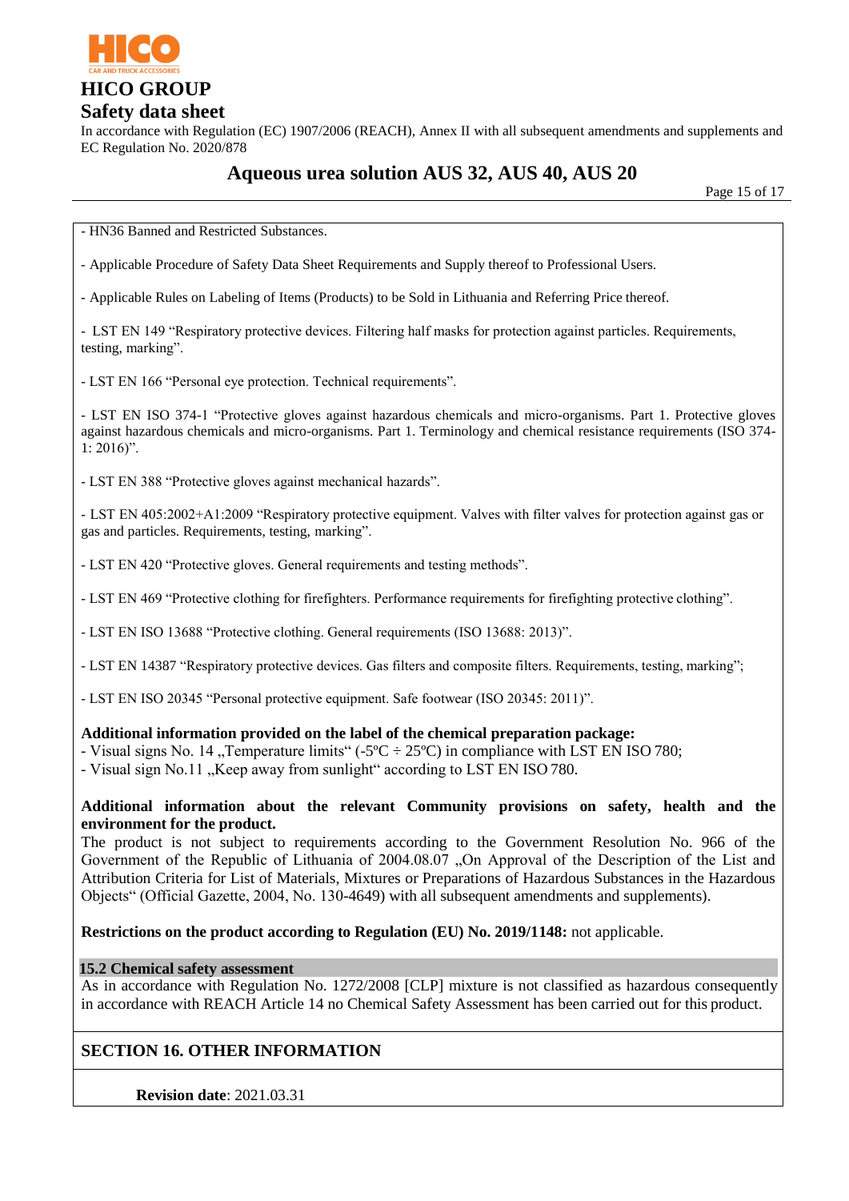- HN36 Banned and Restricted Substances.

- Applicable Procedure of Safety Data Sheet Requirements and Supply thereof to Professional Users.

- Applicable Rules on Labeling of Items (Products) to be Sold in Lithuania and Referring Price thereof.

- LST EN 149 "Respiratory protective devices. Filtering half masks for protection against particles. Requirements, testing, marking".

- LST EN 166 "Personal eye protection. Technical requirements".

- LST EN ISO 374-1 "Protective gloves against hazardous chemicals and micro-organisms. Part 1. Protective gloves against hazardous chemicals and micro-organisms. Part 1. Terminology and chemical resistance requirements (ISO 374-1: 2016)".

- LST EN 388 "Protective gloves against mechanical hazards".

- LST EN 405:2002+A1:2009 "Respiratory protective equipment. Valves with filter valves for protection against gas or gas and particles. Requirements, testing, marking".

- LST EN 420 "Protective gloves. General requirements and testing methods".

- LST EN 469 "Protective clothing for firefighters. Performance requirements for firefighting protective clothing".

- LST EN ISO 13688 "Protective clothing. General requirements (ISO 13688: 2013)".

- LST EN 14387 "Respiratory protective devices. Gas filters and composite filters. Requirements, testing, marking";

- LST EN ISO 20345 "Personal protective equipment. Safe footwear (ISO 20345: 2011)".

**Additional information provided on the label of the chemical preparation package:**
- Visual signs No. 14 „Temperature limits" (-5ºC ÷ 25ºC) in compliance with LST EN ISO 780;
- Visual sign No.11 „Keep away from sunlight" according to LST EN ISO 780.

**Additional information about the relevant Community provisions on safety, health and the environment for the product.**
The product is not subject to requirements according to the Government Resolution No. 966 of the Government of the Republic of Lithuania of 2004.08.07 „On Approval of the Description of the List and Attribution Criteria for List of Materials, Mixtures or Preparations of Hazardous Substances in the Hazardous Objects" (Official Gazette, 2004, No. 130-4649) with all subsequent amendments and supplements).

**Restrictions on the product according to Regulation (EU) No. 2019/1148:** not applicable.

### 15.2 Chemical safety assessment

As in accordance with Regulation No. 1272/2008 [CLP] mixture is not classified as hazardous consequently in accordance with REACH Article 14 no Chemical Safety Assessment has been carried out for this product.

## SECTION 16. OTHER INFORMATION

**Revision date**: 2021.03.31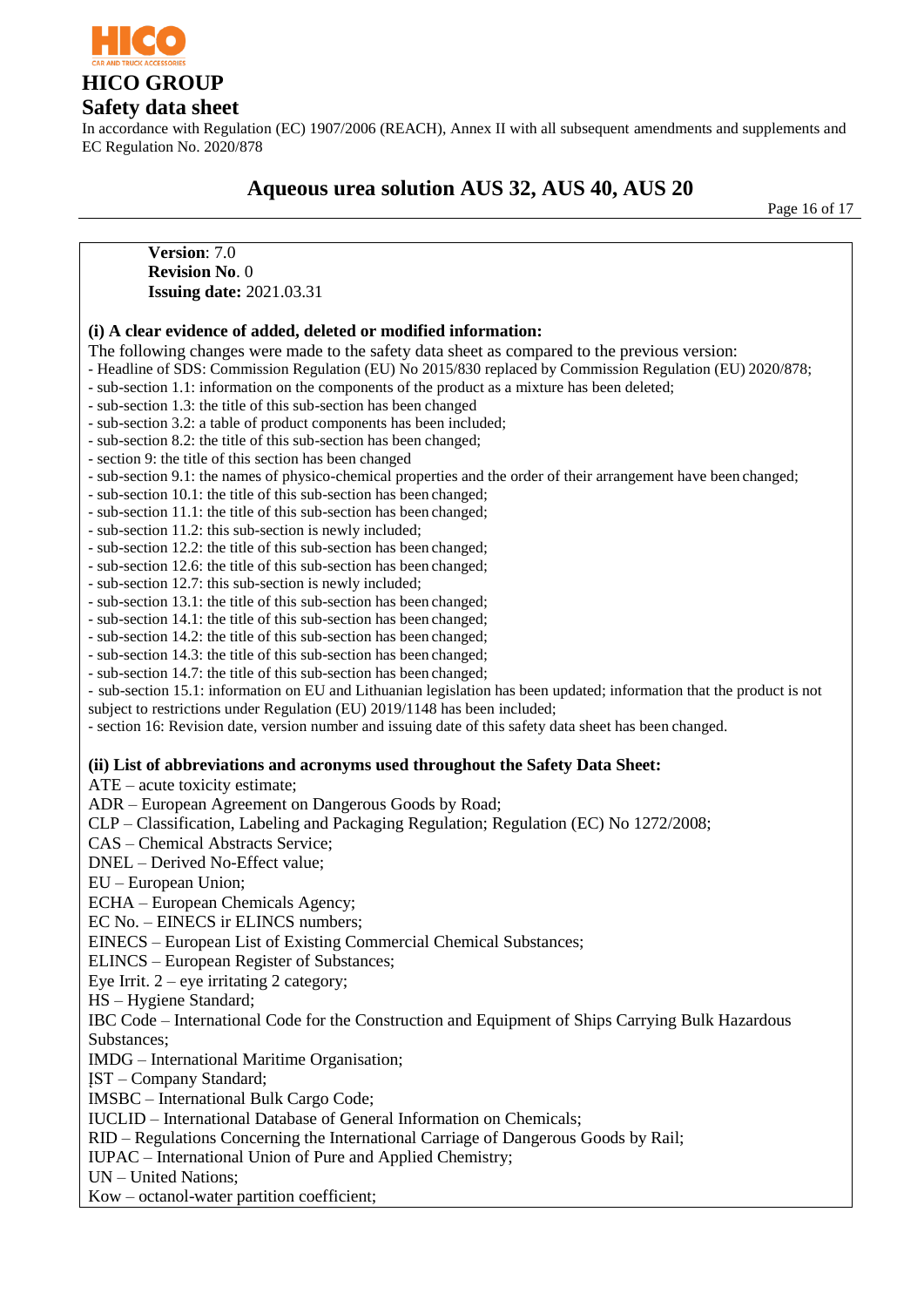**Version**: 7.0
**Revision No**. 0
**Issuing date:** 2021.03.31

**(i) A clear evidence of added, deleted or modified information:**

The following changes were made to the safety data sheet as compared to the previous version:

- Headline of SDS: Commission Regulation (EU) No 2015/830 replaced by Commission Regulation (EU) 2020/878;
- sub-section 1.1: information on the components of the product as a mixture has been deleted;
- sub-section 1.3: the title of this sub-section has been changed
- sub-section 3.2: a table of product components has been included;
- sub-section 8.2: the title of this sub-section has been changed;
- section 9: the title of this section has been changed
- sub-section 9.1: the names of physico-chemical properties and the order of their arrangement have been changed;
- sub-section 10.1: the title of this sub-section has been changed;
- sub-section 11.1: the title of this sub-section has been changed;
- sub-section 11.2: this sub-section is newly included;
- sub-section 12.2: the title of this sub-section has been changed;
- sub-section 12.6: the title of this sub-section has been changed;
- sub-section 12.7: this sub-section is newly included;
- sub-section 13.1: the title of this sub-section has been changed;
- sub-section 14.1: the title of this sub-section has been changed;
- sub-section 14.2: the title of this sub-section has been changed;
- sub-section 14.3: the title of this sub-section has been changed;
- sub-section 14.7: the title of this sub-section has been changed;
- sub-section 15.1: information on EU and Lithuanian legislation has been updated; information that the product is not subject to restrictions under Regulation (EU) 2019/1148 has been included;
- section 16: Revision date, version number and issuing date of this safety data sheet has been changed.

**(ii) List of abbreviations and acronyms used throughout the Safety Data Sheet:**

ATE – acute toxicity estimate;
ADR – European Agreement on Dangerous Goods by Road;
CLP – Classification, Labeling and Packaging Regulation; Regulation (EC) No 1272/2008;
CAS – Chemical Abstracts Service;
DNEL – Derived No-Effect value;
EU – European Union;
ECHA – European Chemicals Agency;
EC No. – EINECS ir ELINCS numbers;
EINECS – European List of Existing Commercial Chemical Substances;
ELINCS – European Register of Substances;
Eye Irrit. 2 – eye irritating 2 category;
HS – Hygiene Standard;
IBC Code – International Code for the Construction and Equipment of Ships Carrying Bulk Hazardous Substances;
IMDG – International Maritime Organisation;
ĮST – Company Standard;
IMSBC – International Bulk Cargo Code;
IUCLID – International Database of General Information on Chemicals;
RID – Regulations Concerning the International Carriage of Dangerous Goods by Rail;
IUPAC – International Union of Pure and Applied Chemistry;
UN – United Nations;
Kow – octanol-water partition coefficient;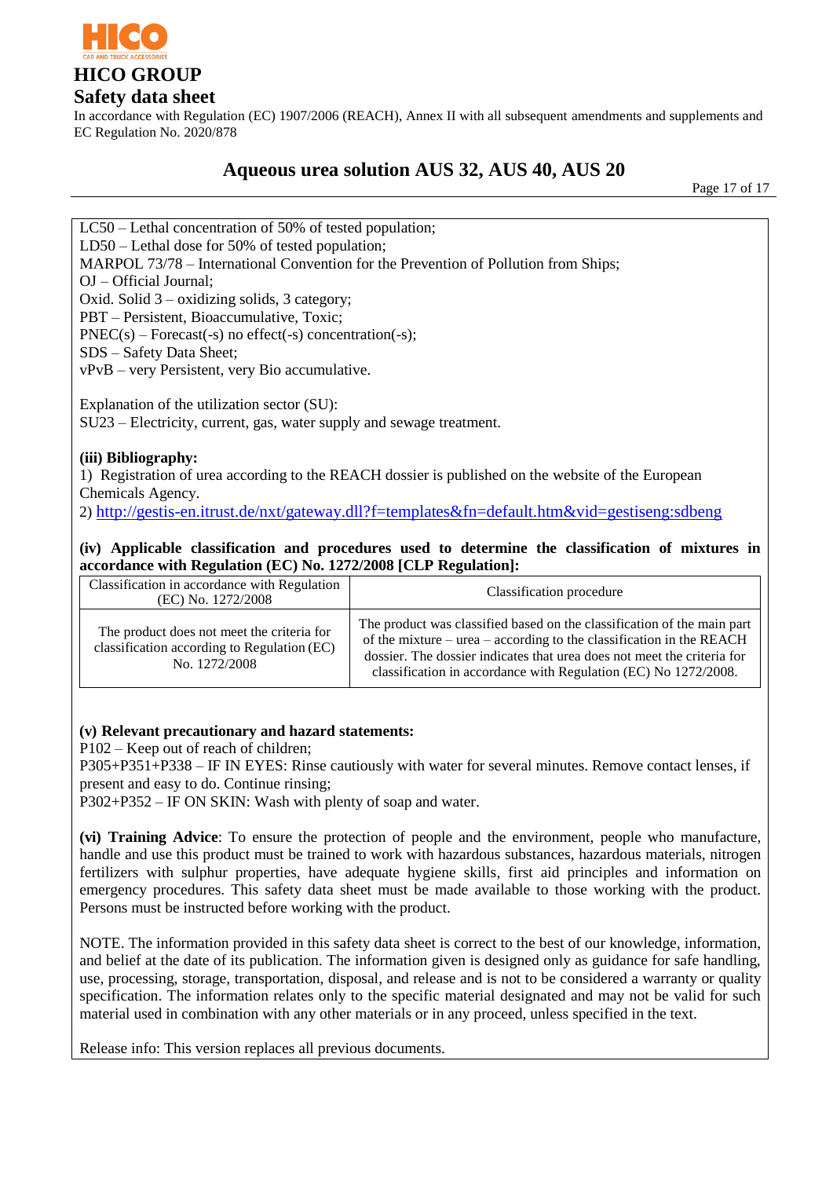LC50 – Lethal concentration of 50% of tested population;
LD50 – Lethal dose for 50% of tested population;
MARPOL 73/78 – International Convention for the Prevention of Pollution from Ships;
OJ – Official Journal;
Oxid. Solid 3 – oxidizing solids, 3 category;
PBT – Persistent, Bioaccumulative, Toxic;
PNEC(s) – Forecast(-s) no effect(-s) concentration(-s);
SDS – Safety Data Sheet;
vPvB – very Persistent, very Bio accumulative.

Explanation of the utilization sector (SU):
SU23 – Electricity, current, gas, water supply and sewage treatment.

**(iii) Bibliography:**

1) Registration of urea according to the REACH dossier is published on the website of the European Chemicals Agency.
2) http://gestis-en.itrust.de/nxt/gateway.dll?f=templates&fn=default.htm&vid=gestiseng:sdbeng

**(iv) Applicable classification and procedures used to determine the classification of mixtures in accordance with Regulation (EC) No. 1272/2008 [CLP Regulation]:**

| Classification in accordance with Regulation (EC) No. 1272/2008 | Classification procedure |
|---|---|
| The product does not meet the criteria for classification according to Regulation (EC) No. 1272/2008 | The product was classified based on the classification of the main part of the mixture – urea – according to the classification in the REACH dossier. The dossier indicates that urea does not meet the criteria for classification in accordance with Regulation (EC) No 1272/2008. |

**(v) Relevant precautionary and hazard statements:**

P102 – Keep out of reach of children;
P305+P351+P338 – IF IN EYES: Rinse cautiously with water for several minutes. Remove contact lenses, if present and easy to do. Continue rinsing;
P302+P352 – IF ON SKIN: Wash with plenty of soap and water.

**(vi) Training Advice**: To ensure the protection of people and the environment, people who manufacture, handle and use this product must be trained to work with hazardous substances, hazardous materials, nitrogen fertilizers with sulphur properties, have adequate hygiene skills, first aid principles and information on emergency procedures. This safety data sheet must be made available to those working with the product. Persons must be instructed before working with the product.

NOTE. The information provided in this safety data sheet is correct to the best of our knowledge, information, and belief at the date of its publication. The information given is designed only as guidance for safe handling, use, processing, storage, transportation, disposal, and release and is not to be considered a warranty or quality specification. The information relates only to the specific material designated and may not be valid for such material used in combination with any other materials or in any proceed, unless specified in the text.

Release info: This version replaces all previous documents.